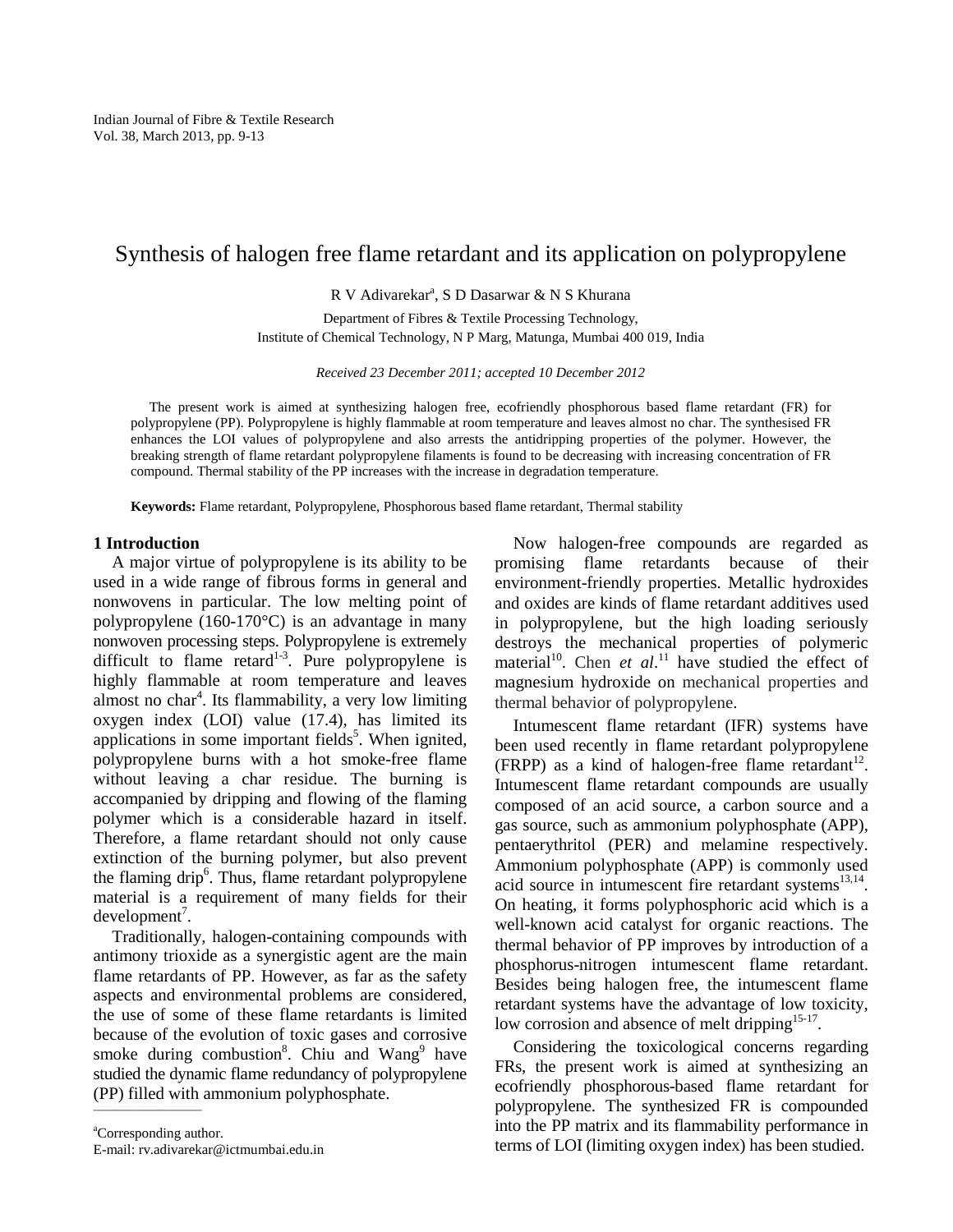# Synthesis of halogen free flame retardant and its application on polypropylene

R V Adivarekar[a], S D Dasarwar & N S Khurana

Department of Fibres & Textile Processing Technology,
Institute of Chemical Technology, N P Marg, Matunga, Mumbai 400 019, India

*Received 23 December 2011; accepted 10 December 2012*

The present work is aimed at synthesizing halogen free, ecofriendly phosphorous based flame retardant (FR) for polypropylene (PP). Polypropylene is highly flammable at room temperature and leaves almost no char. The synthesised FR enhances the LOI values of polypropylene and also arrests the antidripping properties of the polymer. However, the breaking strength of flame retardant polypropylene filaments is found to be decreasing with increasing concentration of FR compound. Thermal stability of the PP increases with the increase in degradation temperature.

**Keywords:** Flame retardant, Polypropylene, Phosphorous based flame retardant, Thermal stability

## 1 Introduction

A major virtue of polypropylene is its ability to be used in a wide range of fibrous forms in general and nonwovens in particular. The low melting point of polypropylene (160-170°C) is an advantage in many nonwoven processing steps. Polypropylene is extremely difficult to flame retard[1-3]. Pure polypropylene is highly flammable at room temperature and leaves almost no char[4]. Its flammability, a very low limiting oxygen index (LOI) value (17.4), has limited its applications in some important fields[5]. When ignited, polypropylene burns with a hot smoke-free flame without leaving a char residue. The burning is accompanied by dripping and flowing of the flaming polymer which is a considerable hazard in itself. Therefore, a flame retardant should not only cause extinction of the burning polymer, but also prevent the flaming drip[6]. Thus, flame retardant polypropylene material is a requirement of many fields for their development[7].

Traditionally, halogen-containing compounds with antimony trioxide as a synergistic agent are the main flame retardants of PP. However, as far as the safety aspects and environmental problems are considered, the use of some of these flame retardants is limited because of the evolution of toxic gases and corrosive smoke during combustion[8]. Chiu and Wang[9] have studied the dynamic flame redundancy of polypropylene (PP) filled with ammonium polyphosphate.

Now halogen-free compounds are regarded as promising flame retardants because of their environment-friendly properties. Metallic hydroxides and oxides are kinds of flame retardant additives used in polypropylene, but the high loading seriously destroys the mechanical properties of polymeric material[10]. Chen *et al*.[11] have studied the effect of magnesium hydroxide on mechanical properties and thermal behavior of polypropylene.

Intumescent flame retardant (IFR) systems have been used recently in flame retardant polypropylene (FRPP) as a kind of halogen-free flame retardant[12]. Intumescent flame retardant compounds are usually composed of an acid source, a carbon source and a gas source, such as ammonium polyphosphate (APP), pentaerythritol (PER) and melamine respectively. Ammonium polyphosphate (APP) is commonly used acid source in intumescent fire retardant systems[13,14]. On heating, it forms polyphosphoric acid which is a well-known acid catalyst for organic reactions. The thermal behavior of PP improves by introduction of a phosphorus-nitrogen intumescent flame retardant. Besides being halogen free, the intumescent flame retardant systems have the advantage of low toxicity, low corrosion and absence of melt dripping[15-17].

Considering the toxicological concerns regarding FRs, the present work is aimed at synthesizing an ecofriendly phosphorous-based flame retardant for polypropylene. The synthesized FR is compounded into the PP matrix and its flammability performance in terms of LOI (limiting oxygen index) has been studied.

---

[a]Corresponding author.
E-mail: rv.adivarekar@ictmumbai.edu.in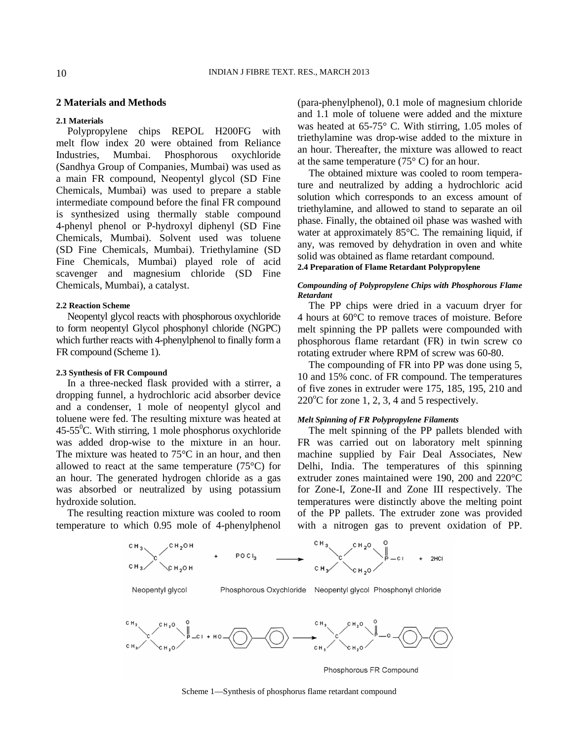## 2 Materials and Methods

### 2.1 Materials

Polypropylene chips REPOL H200FG with melt flow index 20 were obtained from Reliance Industries, Mumbai. Phosphorous oxychloride (Sandhya Group of Companies, Mumbai) was used as a main FR compound, Neopentyl glycol (SD Fine Chemicals, Mumbai) was used to prepare a stable intermediate compound before the final FR compound is synthesized using thermally stable compound 4-phenyl phenol or P-hydroxyl diphenyl (SD Fine Chemicals, Mumbai). Solvent used was toluene (SD Fine Chemicals, Mumbai). Triethylamine (SD Fine Chemicals, Mumbai) played role of acid scavenger and magnesium chloride (SD Fine Chemicals, Mumbai), a catalyst.

### 2.2 Reaction Scheme

Neopentyl glycol reacts with phosphorous oxychloride to form neopentyl Glycol phosphonyl chloride (NGPC) which further reacts with 4-phenylphenol to finally form a FR compound (Scheme 1).

### 2.3 Synthesis of FR Compound

In a three-necked flask provided with a stirrer, a dropping funnel, a hydrochloric acid absorber device and a condenser, 1 mole of neopentyl glycol and toluene were fed. The resulting mixture was heated at 45-55$^0$C. With stirring, 1 mole phosphorus oxychloride was added drop-wise to the mixture in an hour. The mixture was heated to 75°C in an hour, and then allowed to react at the same temperature (75°C) for an hour. The generated hydrogen chloride as a gas was absorbed or neutralized by using potassium hydroxide solution.

The resulting reaction mixture was cooled to room temperature to which 0.95 mole of 4-phenylphenol (para-phenylphenol), 0.1 mole of magnesium chloride and 1.1 mole of toluene were added and the mixture was heated at 65-75° C. With stirring, 1.05 moles of triethylamine was drop-wise added to the mixture in an hour. Thereafter, the mixture was allowed to react at the same temperature (75° C) for an hour.

The obtained mixture was cooled to room temperature and neutralized by adding a hydrochloric acid solution which corresponds to an excess amount of triethylamine, and allowed to stand to separate an oil phase. Finally, the obtained oil phase was washed with water at approximately 85°C. The remaining liquid, if any, was removed by dehydration in oven and white solid was obtained as flame retardant compound.

### 2.4 Preparation of Flame Retardant Polypropylene

***Compounding of Polypropylene Chips with Phosphorous Flame Retardant***

The PP chips were dried in a vacuum dryer for 4 hours at 60°C to remove traces of moisture. Before melt spinning the PP pallets were compounded with phosphorous flame retardant (FR) in twin screw co rotating extruder where RPM of screw was 60-80.

The compounding of FR into PP was done using 5, 10 and 15% conc. of FR compound. The temperatures of five zones in extruder were 175, 185, 195, 210 and 220$^o$C for zone 1, 2, 3, 4 and 5 respectively.

***Melt Spinning of FR Polypropylene Filaments***

The melt spinning of the PP pallets blended with FR was carried out on laboratory melt spinning machine supplied by Fair Deal Associates, New Delhi, India. The temperatures of this spinning extruder zones maintained were 190, 200 and 220°C for Zone-I, Zone-II and Zone III respectively. The temperatures were distinctly above the melting point of the PP pallets. The extruder zone was provided with a nitrogen gas to prevent oxidation of PP.

Neopentyl glycol + $POCl_3$ (Phosphorous Oxychloride) → Neopentyl glycol Phosphonyl chloride + 2HCl

Neopentyl glycol Phosphonyl chloride + HO–(4-phenylphenol) → Phosphorous FR Compound

Scheme 1—Synthesis of phosphorus flame retardant compound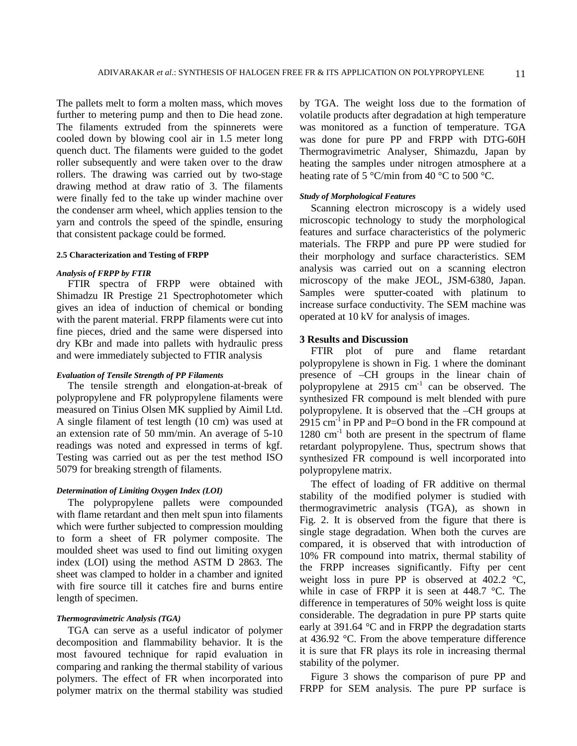The pallets melt to form a molten mass, which moves further to metering pump and then to Die head zone. The filaments extruded from the spinnerets were cooled down by blowing cool air in 1.5 meter long quench duct. The filaments were guided to the godet roller subsequently and were taken over to the draw rollers. The drawing was carried out by two-stage drawing method at draw ratio of 3. The filaments were finally fed to the take up winder machine over the condenser arm wheel, which applies tension to the yarn and controls the speed of the spindle, ensuring that consistent package could be formed.

#### 2.5 Characterization and Testing of FRPP

##### *Analysis of FRPP by FTIR*

FTIR spectra of FRPP were obtained with Shimadzu IR Prestige 21 Spectrophotometer which gives an idea of induction of chemical or bonding with the parent material. FRPP filaments were cut into fine pieces, dried and the same were dispersed into dry KBr and made into pallets with hydraulic press and were immediately subjected to FTIR analysis

##### *Evaluation of Tensile Strength of PP Filaments*

The tensile strength and elongation-at-break of polypropylene and FR polypropylene filaments were measured on Tinius Olsen MK supplied by Aimil Ltd. A single filament of test length (10 cm) was used at an extension rate of 50 mm/min. An average of 5-10 readings was noted and expressed in terms of kgf. Testing was carried out as per the test method ISO 5079 for breaking strength of filaments.

##### *Determination of Limiting Oxygen Index (LOI)*

The polypropylene pallets were compounded with flame retardant and then melt spun into filaments which were further subjected to compression moulding to form a sheet of FR polymer composite. The moulded sheet was used to find out limiting oxygen index (LOI) using the method ASTM D 2863. The sheet was clamped to holder in a chamber and ignited with fire source till it catches fire and burns entire length of specimen.

##### *Thermogravimetric Analysis (TGA)*

TGA can serve as a useful indicator of polymer decomposition and flammability behavior. It is the most favoured technique for rapid evaluation in comparing and ranking the thermal stability of various polymers. The effect of FR when incorporated into polymer matrix on the thermal stability was studied by TGA. The weight loss due to the formation of volatile products after degradation at high temperature was monitored as a function of temperature. TGA was done for pure PP and FRPP with DTG-60H Thermogravimetric Analyser, Shimazdu, Japan by heating the samples under nitrogen atmosphere at a heating rate of 5 °C/min from 40 °C to 500 °C.

##### *Study of Morphological Features*

Scanning electron microscopy is a widely used microscopic technology to study the morphological features and surface characteristics of the polymeric materials. The FRPP and pure PP were studied for their morphology and surface characteristics. SEM analysis was carried out on a scanning electron microscopy of the make JEOL, JSM-6380, Japan. Samples were sputter-coated with platinum to increase surface conductivity. The SEM machine was operated at 10 kV for analysis of images.

## 3 Results and Discussion

FTIR plot of pure and flame retardant polypropylene is shown in Fig. 1 where the dominant presence of –CH groups in the linear chain of polypropylene at 2915 $cm^{-1}$ can be observed. The synthesized FR compound is melt blended with pure polypropylene. It is observed that the –CH groups at 2915 $cm^{-1}$ in PP and P=O bond in the FR compound at 1280 $cm^{-1}$ both are present in the spectrum of flame retardant polypropylene. Thus, spectrum shows that synthesized FR compound is well incorporated into polypropylene matrix.

The effect of loading of FR additive on thermal stability of the modified polymer is studied with thermogravimetric analysis (TGA), as shown in Fig. 2. It is observed from the figure that there is single stage degradation. When both the curves are compared, it is observed that with introduction of 10% FR compound into matrix, thermal stability of the FRPP increases significantly. Fifty per cent weight loss in pure PP is observed at 402.2 °C, while in case of FRPP it is seen at 448.7 °C. The difference in temperatures of 50% weight loss is quite considerable. The degradation in pure PP starts quite early at 391.64 °C and in FRPP the degradation starts at 436.92 °C. From the above temperature difference it is sure that FR plays its role in increasing thermal stability of the polymer.

Figure 3 shows the comparison of pure PP and FRPP for SEM analysis. The pure PP surface is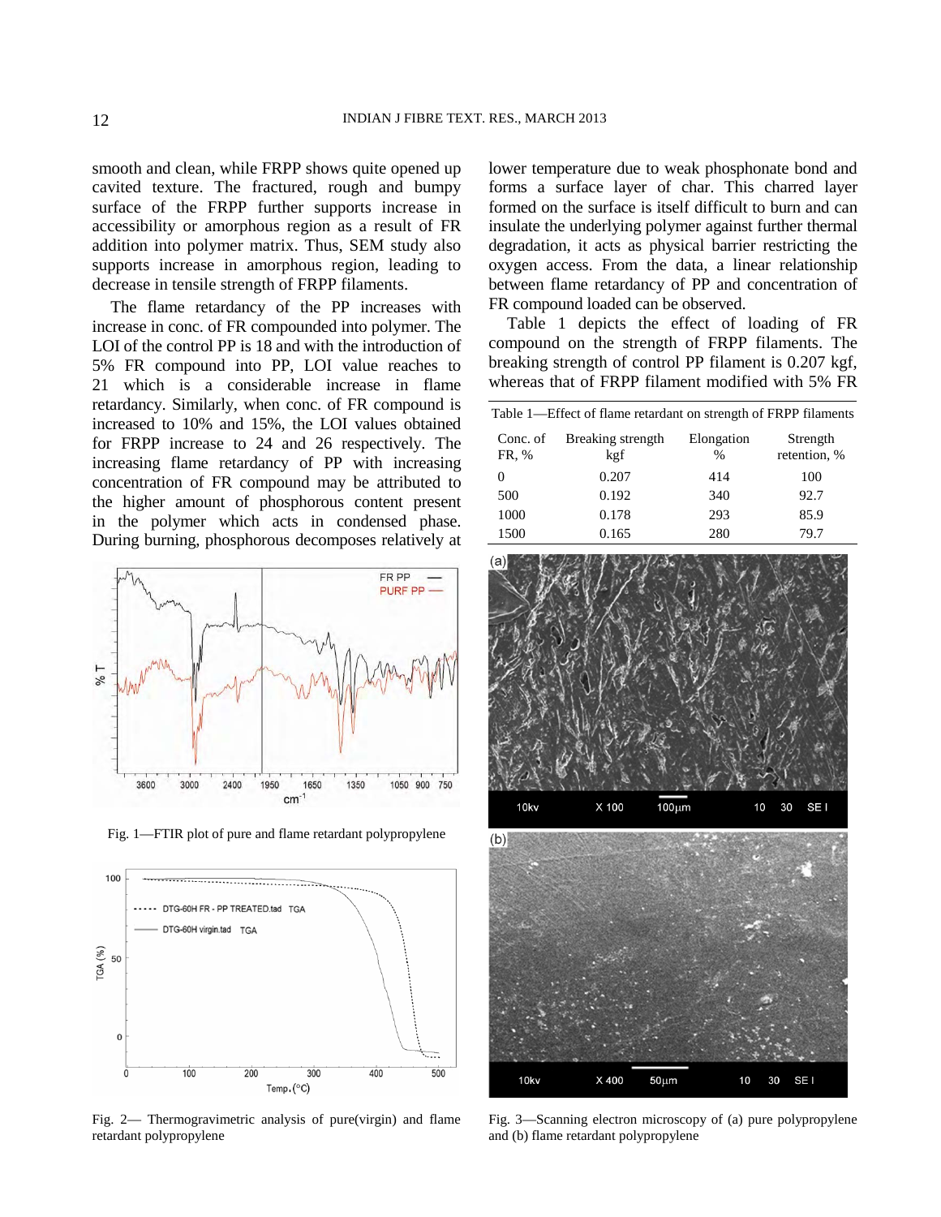smooth and clean, while FRPP shows quite opened up cavited texture. The fractured, rough and bumpy surface of the FRPP further supports increase in accessibility or amorphous region as a result of FR addition into polymer matrix. Thus, SEM study also supports increase in amorphous region, leading to decrease in tensile strength of FRPP filaments.

The flame retardancy of the PP increases with increase in conc. of FR compounded into polymer. The LOI of the control PP is 18 and with the introduction of 5% FR compound into PP, LOI value reaches to 21 which is a considerable increase in flame retardancy. Similarly, when conc. of FR compound is increased to 10% and 15%, the LOI values obtained for FRPP increase to 24 and 26 respectively. The increasing flame retardancy of PP with increasing concentration of FR compound may be attributed to the higher amount of phosphorous content present in the polymer which acts in condensed phase. During burning, phosphorous decomposes relatively at lower temperature due to weak phosphonate bond and forms a surface layer of char. This charred layer formed on the surface is itself difficult to burn and can insulate the underlying polymer against further thermal degradation, it acts as physical barrier restricting the oxygen access. From the data, a linear relationship between flame retardancy of PP and concentration of FR compound loaded can be observed.

Table 1 depicts the effect of loading of FR compound on the strength of FRPP filaments. The breaking strength of control PP filament is 0.207 kgf, whereas that of FRPP filament modified with 5% FR

Table 1—Effect of flame retardant on strength of FRPP filaments

| Conc. of FR, % | Breaking strength kgf | Elongation % | Strength retention, % |
|---|---|---|---|
| 0 | 0.207 | 414 | 100 |
| 500 | 0.192 | 340 | 92.7 |
| 1000 | 0.178 | 293 | 85.9 |
| 1500 | 0.165 | 280 | 79.7 |

Fig. 1—FTIR plot of pure and flame retardant polypropylene

Fig. 2— Thermogravimetric analysis of pure(virgin) and flame retardant polypropylene

Fig. 3—Scanning electron microscopy of (a) pure polypropylene and (b) flame retardant polypropylene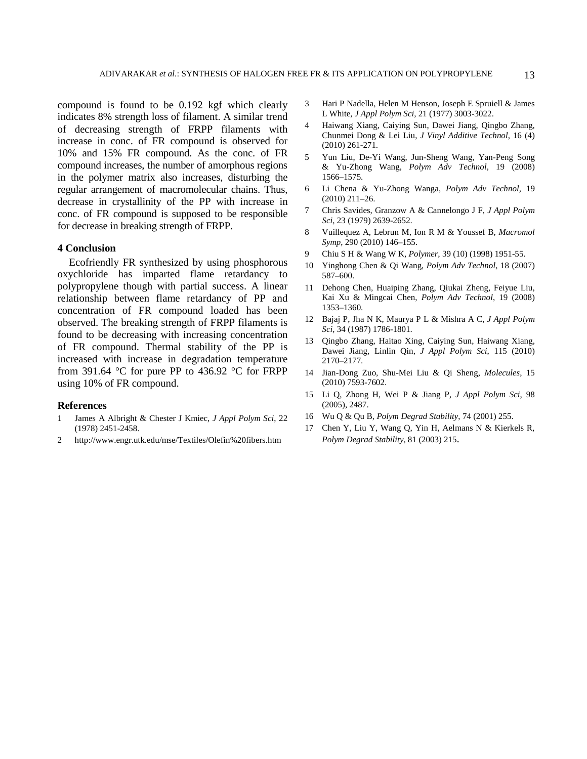compound is found to be 0.192 kgf which clearly indicates 8% strength loss of filament. A similar trend of decreasing strength of FRPP filaments with increase in conc. of FR compound is observed for 10% and 15% FR compound. As the conc. of FR compound increases, the number of amorphous regions in the polymer matrix also increases, disturbing the regular arrangement of macromolecular chains. Thus, decrease in crystallinity of the PP with increase in conc. of FR compound is supposed to be responsible for decrease in breaking strength of FRPP.

## 4 Conclusion

Ecofriendly FR synthesized by using phosphorous oxychloride has imparted flame retardancy to polypropylene though with partial success. A linear relationship between flame retardancy of PP and concentration of FR compound loaded has been observed. The breaking strength of FRPP filaments is found to be decreasing with increasing concentration of FR compound. Thermal stability of the PP is increased with increase in degradation temperature from 391.64 °C for pure PP to 436.92 °C for FRPP using 10% of FR compound.

## References

1. James A Albright & Chester J Kmiec, *J Appl Polym Sci*, 22 (1978) 2451-2458.
2. http://www.engr.utk.edu/mse/Textiles/Olefin%20fibers.htm
3. Hari P Nadella, Helen M Henson, Joseph E Spruiell & James L White, *J Appl Polym Sci*, 21 (1977) 3003-3022.
4. Haiwang Xiang, Caiying Sun, Dawei Jiang, Qingbo Zhang, Chunmei Dong & Lei Liu, *J Vinyl Additive Technol*, 16 (4) (2010) 261-271.
5. Yun Liu, De-Yi Wang, Jun-Sheng Wang, Yan-Peng Song & Yu-Zhong Wang, *Polym Adv Technol*, 19 (2008) 1566–1575.
6. Li Chena & Yu-Zhong Wanga, *Polym Adv Technol*, 19 (2010) 211–26.
7. Chris Savides, Granzow A & Cannelongo J F, *J Appl Polym Sci*, 23 (1979) 2639-2652.
8. Vuillequez A, Lebrun M, Ion R M & Youssef B, *Macromol Symp*, 290 (2010) 146–155.
9. Chiu S H & Wang W K, *Polymer*, 39 (10) (1998) 1951-55.
10. Yinghong Chen & Qi Wang, *Polym Adv Technol*, 18 (2007) 587–600.
11. Dehong Chen, Huaiping Zhang, Qiukai Zheng, Feiyue Liu, Kai Xu & Mingcai Chen, *Polym Adv Technol*, 19 (2008) 1353–1360.
12. Bajaj P, Jha N K, Maurya P L & Mishra A C, *J Appl Polym Sci*, 34 (1987) 1786-1801.
13. Qingbo Zhang, Haitao Xing, Caiying Sun, Haiwang Xiang, Dawei Jiang, Linlin Qin, *J Appl Polym Sci*, 115 (2010) 2170–2177.
14. Jian-Dong Zuo, Shu-Mei Liu & Qi Sheng, *Molecules*, 15 (2010) 7593-7602.
15. Li Q, Zhong H, Wei P & Jiang P, *J Appl Polym Sci*, 98 (2005), 2487.
16. Wu Q & Qu B, *Polym Degrad Stability*, 74 (2001) 255.
17. Chen Y, Liu Y, Wang Q, Yin H, Aelmans N & Kierkels R, *Polym Degrad Stability*, 81 (2003) 215.